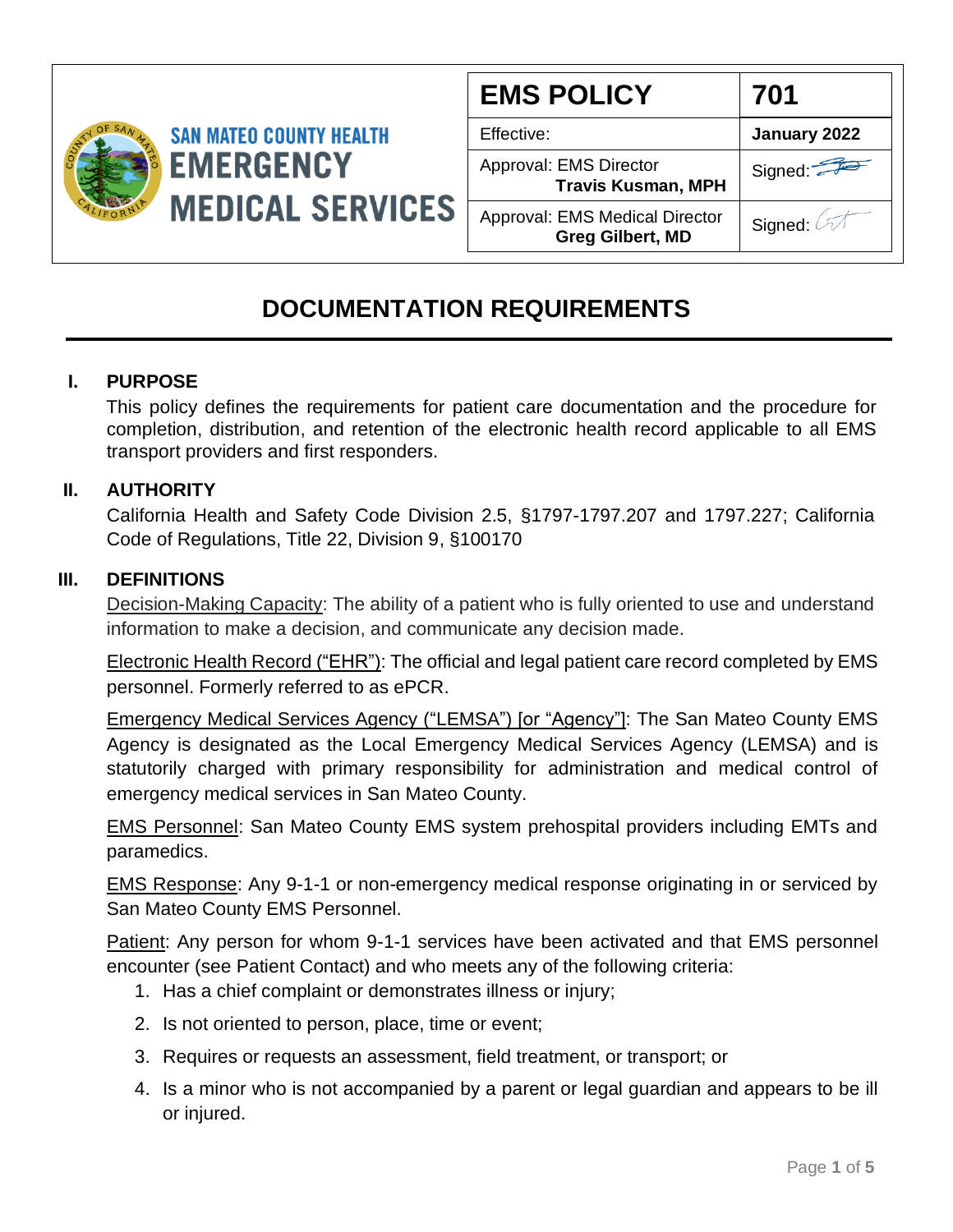SAN MATEO COUNTY HEALTH
**EMERGENCY MEDICAL SERVICES**

| **EMS POLICY** | **701** |
| --- | --- |
| Effective: | **January 2022** |
| Approval: EMS Director **Travis Kusman, MPH** | Signed: |
| Approval: EMS Medical Director **Greg Gilbert, MD** | Signed: |

# DOCUMENTATION REQUIREMENTS

## I. PURPOSE

This policy defines the requirements for patient care documentation and the procedure for completion, distribution, and retention of the electronic health record applicable to all EMS transport providers and first responders.

## II. AUTHORITY

California Health and Safety Code Division 2.5, §1797-1797.207 and 1797.227; California Code of Regulations, Title 22, Division 9, §100170

## III. DEFINITIONS

Decision-Making Capacity: The ability of a patient who is fully oriented to use and understand information to make a decision, and communicate any decision made.

Electronic Health Record ("EHR"): The official and legal patient care record completed by EMS personnel. Formerly referred to as ePCR.

Emergency Medical Services Agency ("LEMSA") [or "Agency"]: The San Mateo County EMS Agency is designated as the Local Emergency Medical Services Agency (LEMSA) and is statutorily charged with primary responsibility for administration and medical control of emergency medical services in San Mateo County.

EMS Personnel: San Mateo County EMS system prehospital providers including EMTs and paramedics.

EMS Response: Any 9-1-1 or non-emergency medical response originating in or serviced by San Mateo County EMS Personnel.

Patient: Any person for whom 9-1-1 services have been activated and that EMS personnel encounter (see Patient Contact) and who meets any of the following criteria:

1. Has a chief complaint or demonstrates illness or injury;
2. Is not oriented to person, place, time or event;
3. Requires or requests an assessment, field treatment, or transport; or
4. Is a minor who is not accompanied by a parent or legal guardian and appears to be ill or injured.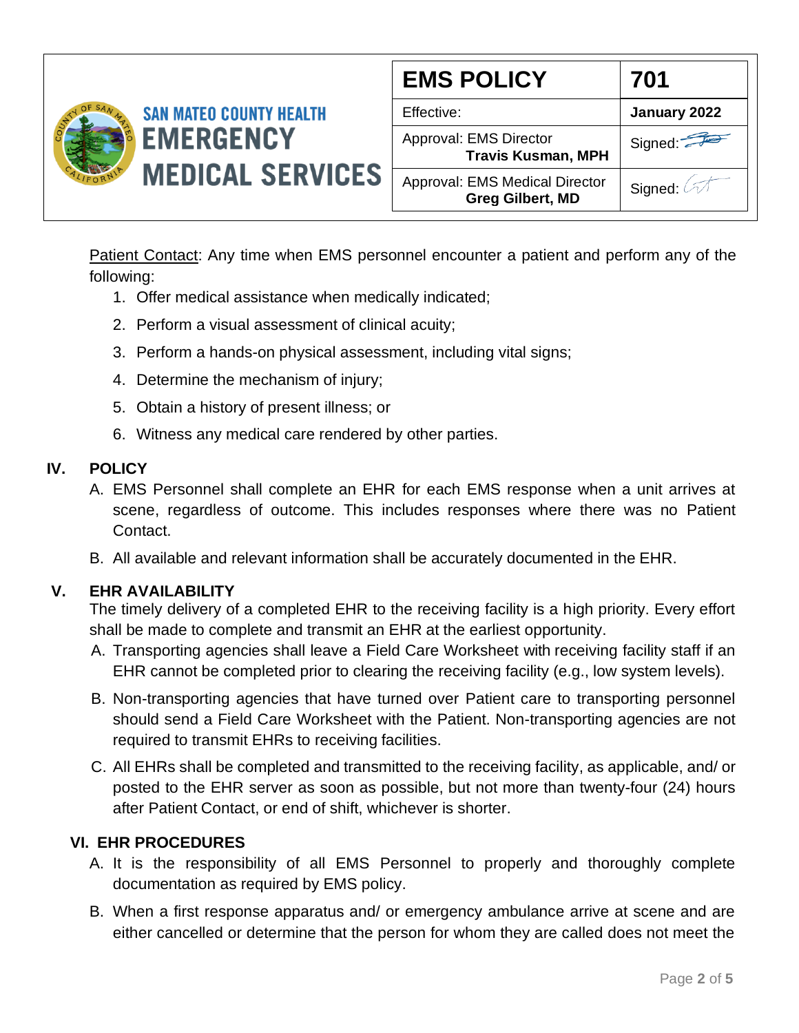Patient Contact: Any time when EMS personnel encounter a patient and perform any of the following:

1. Offer medical assistance when medically indicated;
2. Perform a visual assessment of clinical acuity;
3. Perform a hands-on physical assessment, including vital signs;
4. Determine the mechanism of injury;
5. Obtain a history of present illness; or
6. Witness any medical care rendered by other parties.

## IV. POLICY

A. EMS Personnel shall complete an EHR for each EMS response when a unit arrives at scene, regardless of outcome. This includes responses where there was no Patient Contact.

B. All available and relevant information shall be accurately documented in the EHR.

## V. EHR AVAILABILITY

The timely delivery of a completed EHR to the receiving facility is a high priority. Every effort shall be made to complete and transmit an EHR at the earliest opportunity.

A. Transporting agencies shall leave a Field Care Worksheet with receiving facility staff if an EHR cannot be completed prior to clearing the receiving facility (e.g., low system levels).

B. Non-transporting agencies that have turned over Patient care to transporting personnel should send a Field Care Worksheet with the Patient. Non-transporting agencies are not required to transmit EHRs to receiving facilities.

C. All EHRs shall be completed and transmitted to the receiving facility, as applicable, and/ or posted to the EHR server as soon as possible, but not more than twenty-four (24) hours after Patient Contact, or end of shift, whichever is shorter.

## VI. EHR PROCEDURES

A. It is the responsibility of all EMS Personnel to properly and thoroughly complete documentation as required by EMS policy.

B. When a first response apparatus and/ or emergency ambulance arrive at scene and are either cancelled or determine that the person for whom they are called does not meet the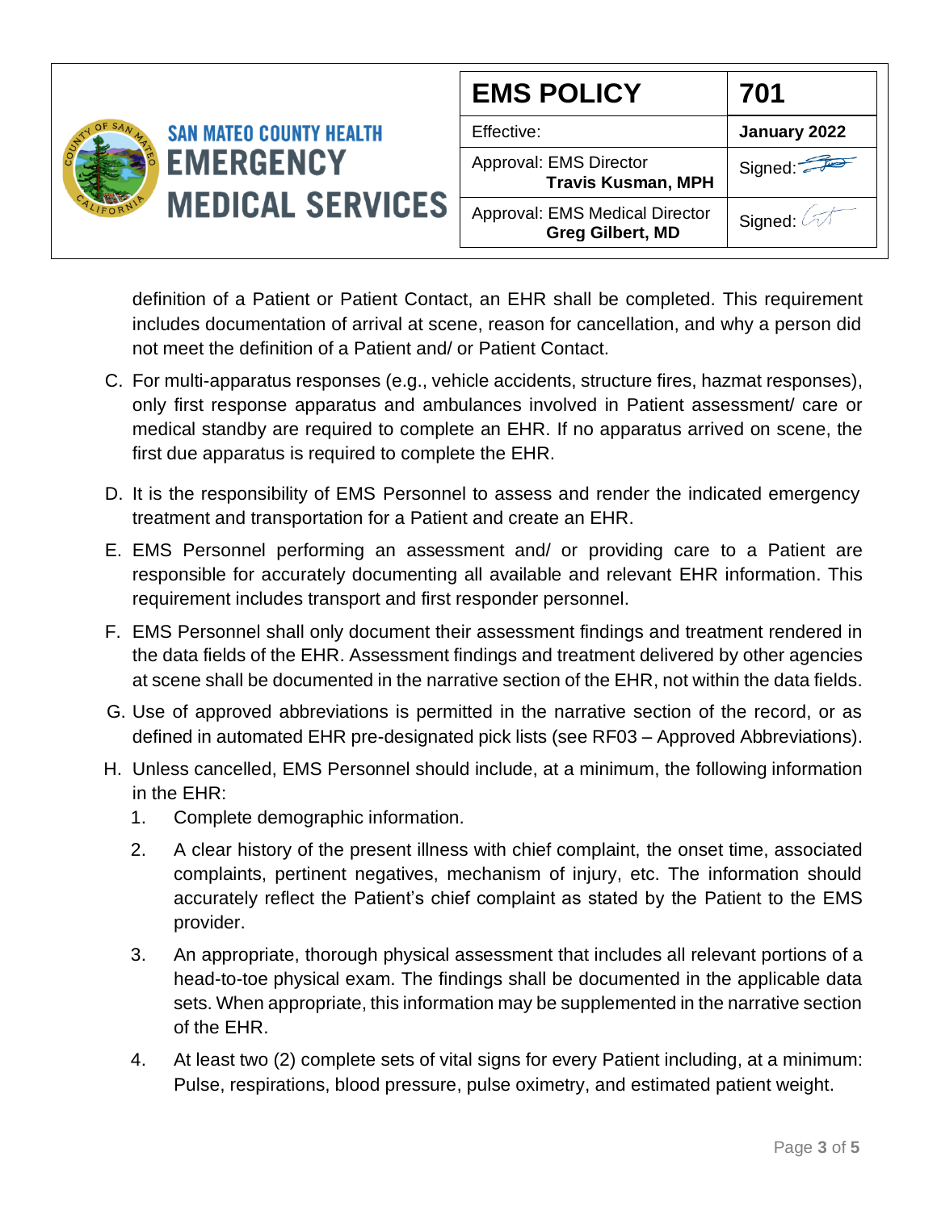definition of a Patient or Patient Contact, an EHR shall be completed. This requirement includes documentation of arrival at scene, reason for cancellation, and why a person did not meet the definition of a Patient and/ or Patient Contact.

C. For multi-apparatus responses (e.g., vehicle accidents, structure fires, hazmat responses), only first response apparatus and ambulances involved in Patient assessment/ care or medical standby are required to complete an EHR. If no apparatus arrived on scene, the first due apparatus is required to complete the EHR.

D. It is the responsibility of EMS Personnel to assess and render the indicated emergency treatment and transportation for a Patient and create an EHR.

E. EMS Personnel performing an assessment and/ or providing care to a Patient are responsible for accurately documenting all available and relevant EHR information. This requirement includes transport and first responder personnel.

F. EMS Personnel shall only document their assessment findings and treatment rendered in the data fields of the EHR. Assessment findings and treatment delivered by other agencies at scene shall be documented in the narrative section of the EHR, not within the data fields.

G. Use of approved abbreviations is permitted in the narrative section of the record, or as defined in automated EHR pre-designated pick lists (see RF03 – Approved Abbreviations).

H. Unless cancelled, EMS Personnel should include, at a minimum, the following information in the EHR:

1. Complete demographic information.
2. A clear history of the present illness with chief complaint, the onset time, associated complaints, pertinent negatives, mechanism of injury, etc. The information should accurately reflect the Patient's chief complaint as stated by the Patient to the EMS provider.
3. An appropriate, thorough physical assessment that includes all relevant portions of a head-to-toe physical exam. The findings shall be documented in the applicable data sets. When appropriate, this information may be supplemented in the narrative section of the EHR.
4. At least two (2) complete sets of vital signs for every Patient including, at a minimum: Pulse, respirations, blood pressure, pulse oximetry, and estimated patient weight.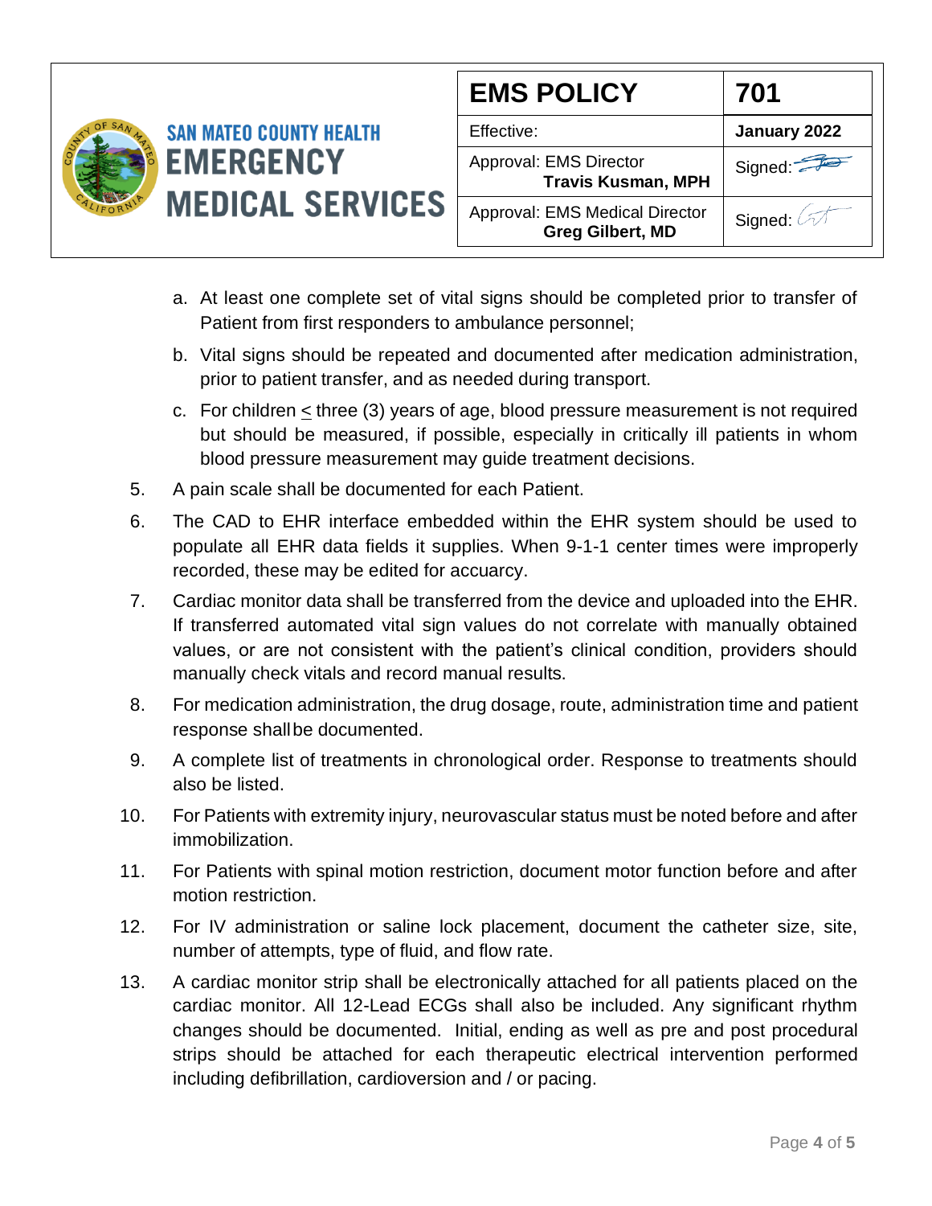a. At least one complete set of vital signs should be completed prior to transfer of Patient from first responders to ambulance personnel;

b. Vital signs should be repeated and documented after medication administration, prior to patient transfer, and as needed during transport.

c. For children $\leq$ three (3) years of age, blood pressure measurement is not required but should be measured, if possible, especially in critically ill patients in whom blood pressure measurement may guide treatment decisions.

5. A pain scale shall be documented for each Patient.

6. The CAD to EHR interface embedded within the EHR system should be used to populate all EHR data fields it supplies. When 9-1-1 center times were improperly recorded, these may be edited for accuarcy.

7. Cardiac monitor data shall be transferred from the device and uploaded into the EHR. If transferred automated vital sign values do not correlate with manually obtained values, or are not consistent with the patient's clinical condition, providers should manually check vitals and record manual results.

8. For medication administration, the drug dosage, route, administration time and patient response shall be documented.

9. A complete list of treatments in chronological order. Response to treatments should also be listed.

10. For Patients with extremity injury, neurovascular status must be noted before and after immobilization.

11. For Patients with spinal motion restriction, document motor function before and after motion restriction.

12. For IV administration or saline lock placement, document the catheter size, site, number of attempts, type of fluid, and flow rate.

13. A cardiac monitor strip shall be electronically attached for all patients placed on the cardiac monitor. All 12-Lead ECGs shall also be included. Any significant rhythm changes should be documented. Initial, ending as well as pre and post procedural strips should be attached for each therapeutic electrical intervention performed including defibrillation, cardioversion and / or pacing.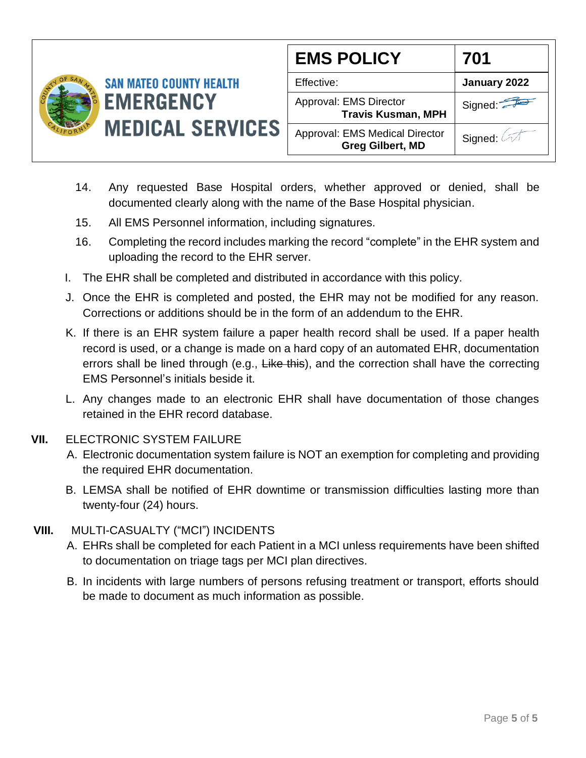14. Any requested Base Hospital orders, whether approved or denied, shall be documented clearly along with the name of the Base Hospital physician.
15. All EMS Personnel information, including signatures.
16. Completing the record includes marking the record "complete" in the EHR system and uploading the record to the EHR server.

I. The EHR shall be completed and distributed in accordance with this policy.

J. Once the EHR is completed and posted, the EHR may not be modified for any reason. Corrections or additions should be in the form of an addendum to the EHR.

K. If there is an EHR system failure a paper health record shall be used. If a paper health record is used, or a change is made on a hard copy of an automated EHR, documentation errors shall be lined through (e.g., ~~Like this~~), and the correction shall have the correcting EMS Personnel's initials beside it.

L. Any changes made to an electronic EHR shall have documentation of those changes retained in the EHR record database.

## VII. ELECTRONIC SYSTEM FAILURE

A. Electronic documentation system failure is NOT an exemption for completing and providing the required EHR documentation.

B. LEMSA shall be notified of EHR downtime or transmission difficulties lasting more than twenty-four (24) hours.

## VIII. MULTI-CASUALTY ("MCI") INCIDENTS

A. EHRs shall be completed for each Patient in a MCI unless requirements have been shifted to documentation on triage tags per MCI plan directives.

B. In incidents with large numbers of persons refusing treatment or transport, efforts should be made to document as much information as possible.